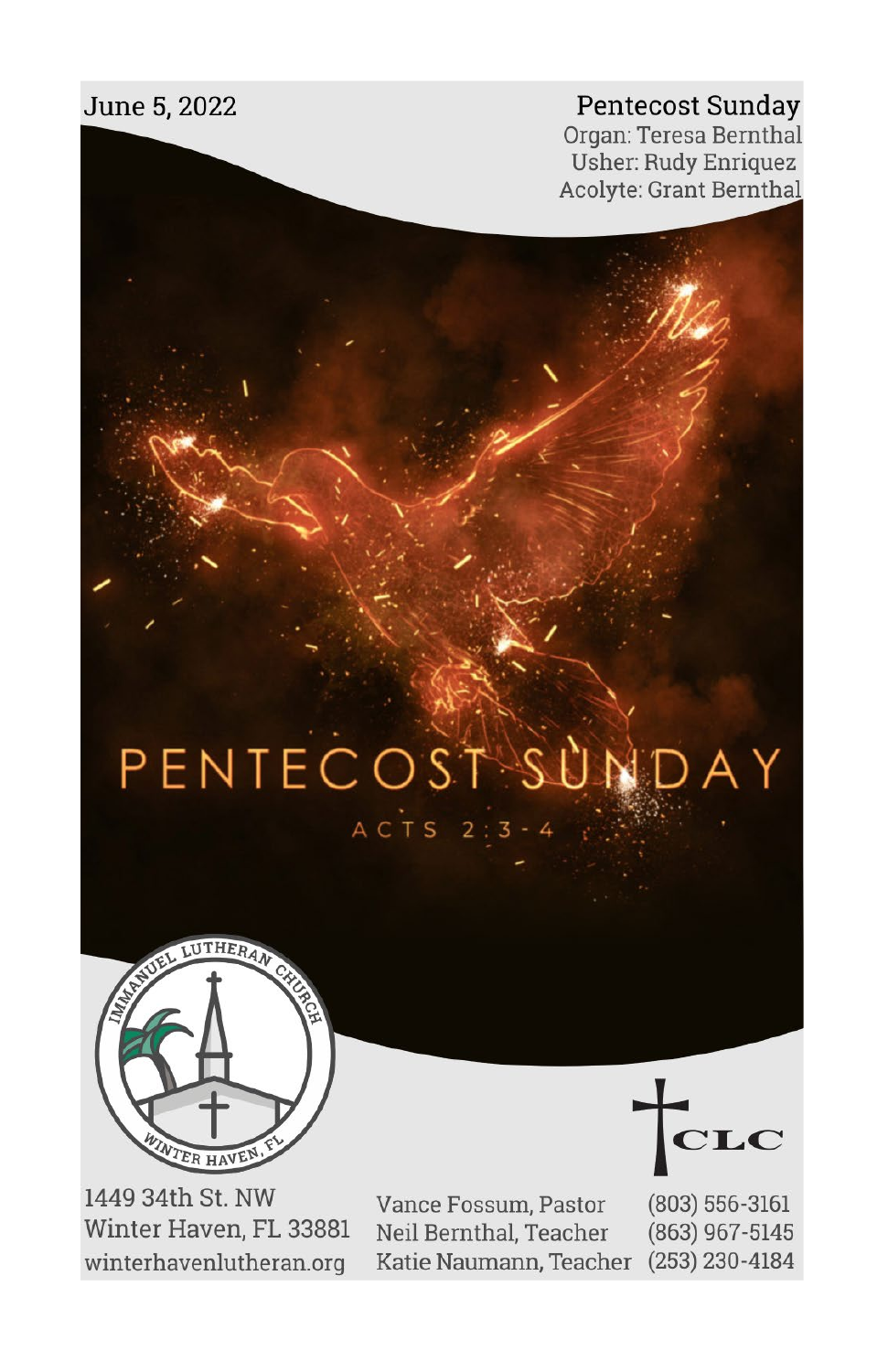June 5, 2022

# Pentecost Sunday

Organ: Teresa Bernthal
Usher: Rudy Enriquez
Acolyte: Grant Bernthal

PENTECOST SUNDAY

ACTS 2:3-4

IMMANUEL LUTHERAN CHURCH
WINTER HAVEN, FL

CLC

1449 34th St. NW
Winter Haven, FL 33881
winterhavenlutheran.org

Vance Fossum, Pastor (803) 556-3161
Neil Bernthal, Teacher (863) 967-5145
Katie Naumann, Teacher (253) 230-4184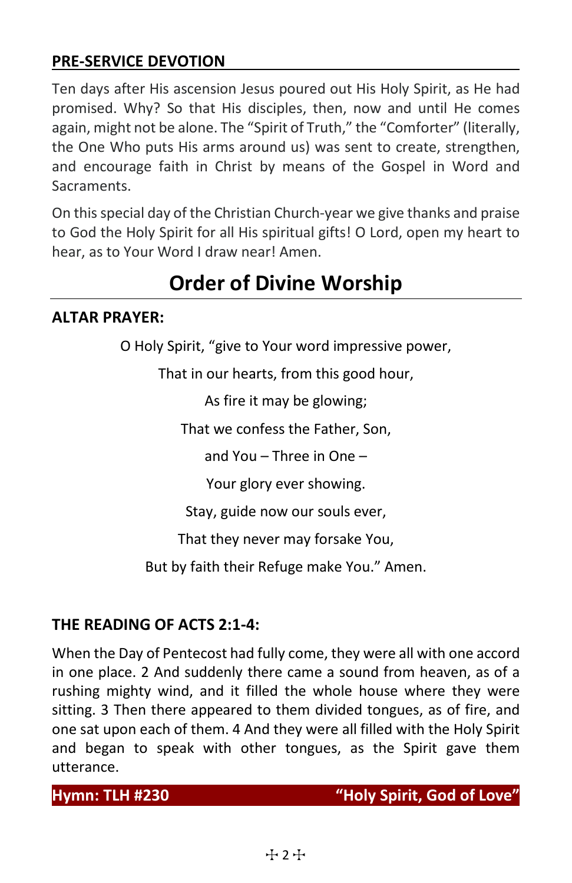## PRE-SERVICE DEVOTION

Ten days after His ascension Jesus poured out His Holy Spirit, as He had promised. Why? So that His disciples, then, now and until He comes again, might not be alone. The "Spirit of Truth," the "Comforter" (literally, the One Who puts His arms around us) was sent to create, strengthen, and encourage faith in Christ by means of the Gospel in Word and Sacraments.

On this special day of the Christian Church-year we give thanks and praise to God the Holy Spirit for all His spiritual gifts! O Lord, open my heart to hear, as to Your Word I draw near! Amen.

# Order of Divine Worship

### ALTAR PRAYER:

O Holy Spirit, "give to Your word impressive power,

That in our hearts, from this good hour,

As fire it may be glowing;

That we confess the Father, Son,

and You – Three in One –

Your glory ever showing.

Stay, guide now our souls ever,

That they never may forsake You,

But by faith their Refuge make You." Amen.

### THE READING OF ACTS 2:1-4:

When the Day of Pentecost had fully come, they were all with one accord in one place. 2 And suddenly there came a sound from heaven, as of a rushing mighty wind, and it filled the whole house where they were sitting. 3 Then there appeared to them divided tongues, as of fire, and one sat upon each of them. 4 And they were all filled with the Holy Spirit and began to speak with other tongues, as the Spirit gave them utterance.

**Hymn: TLH #230 "Holy Spirit, God of Love"**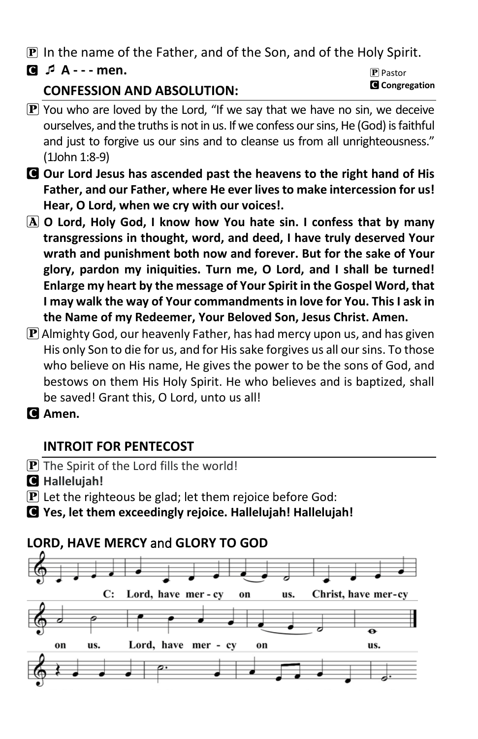P In the name of the Father, and of the Son, and of the Holy Spirit.

C ♫ **A - - - men.**

P Pastor
**C Congregation**

### CONFESSION AND ABSOLUTION:

P You who are loved by the Lord, "If we say that we have no sin, we deceive ourselves, and the truths is not in us. If we confess our sins, He (God) is faithful and just to forgive us our sins and to cleanse us from all unrighteousness." (1John 1:8-9)

C **Our Lord Jesus has ascended past the heavens to the right hand of His Father, and our Father, where He ever lives to make intercession for us! Hear, O Lord, when we cry with our voices!.**

A **O Lord, Holy God, I know how You hate sin. I confess that by many transgressions in thought, word, and deed, I have truly deserved Your wrath and punishment both now and forever. But for the sake of Your glory, pardon my iniquities. Turn me, O Lord, and I shall be turned! Enlarge my heart by the message of Your Spirit in the Gospel Word, that I may walk the way of Your commandments in love for You. This I ask in the Name of my Redeemer, Your Beloved Son, Jesus Christ. Amen.**

P Almighty God, our heavenly Father, has had mercy upon us, and has given His only Son to die for us, and for His sake forgives us all our sins. To those who believe on His name, He gives the power to be the sons of God, and bestows on them His Holy Spirit. He who believes and is baptized, shall be saved! Grant this, O Lord, unto us all!

C **Amen.**

### INTROIT FOR PENTECOST

P The Spirit of the Lord fills the world!

C **Hallelujah!**

P Let the righteous be glad; let them rejoice before God:

C **Yes, let them exceedingly rejoice. Hallelujah! Hallelujah!**

### LORD, HAVE MERCY and GLORY TO GOD

C: Lord, have mer - cy on us. Christ, have mer-cy on us. Lord, have mer - cy on us.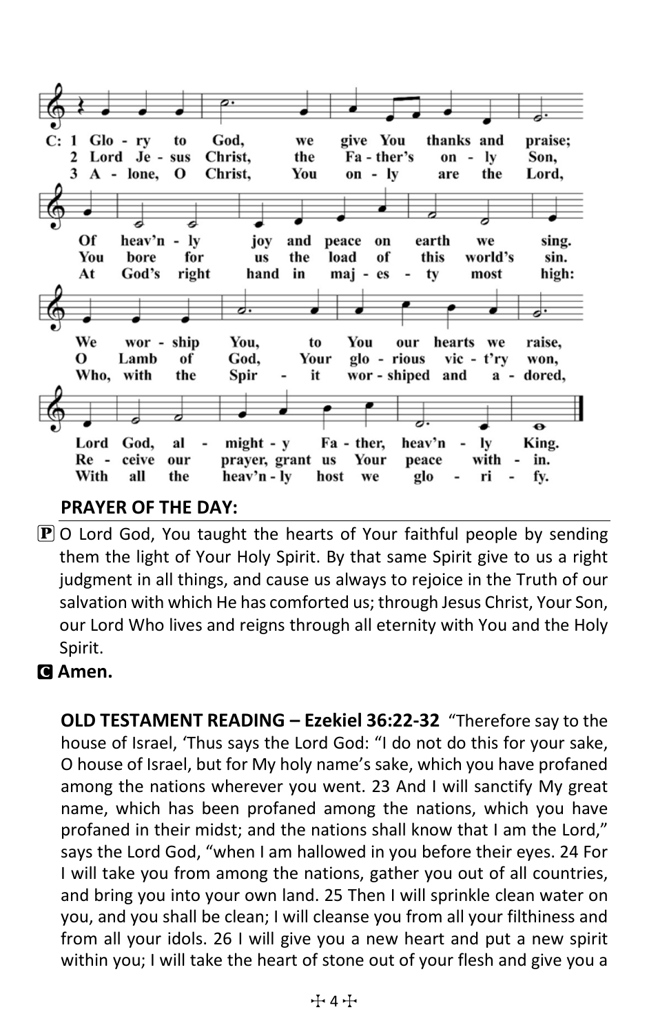C: 1 Glo - ry to God, we give You thanks and praise;
Of heav'n - ly joy and peace on earth we sing.
We wor - ship You, to You our hearts we raise,
Lord God, al - might - y Fa - ther, heav'n - ly King.

2 Lord Je - sus Christ, the Fa - ther's on - ly Son,
You bore for us the load of this world's sin.
O Lamb of God, Your glo - rious vic - t'ry won,
Re - ceive our prayer, grant us Your peace with - in.

3 A - lone, O Christ, You on - ly are the Lord,
At God's right hand in maj - es - ty most high:
Who, with the Spir - it wor - shiped and a - dored,
With all the heav'n - ly host we glo - ri - fy.

**PRAYER OF THE DAY:**

P O Lord God, You taught the hearts of Your faithful people by sending them the light of Your Holy Spirit. By that same Spirit give to us a right judgment in all things, and cause us always to rejoice in the Truth of our salvation with which He has comforted us; through Jesus Christ, Your Son, our Lord Who lives and reigns through all eternity with You and the Holy Spirit.

**C Amen.**

**OLD TESTAMENT READING – Ezekiel 36:22-32** "Therefore say to the house of Israel, 'Thus says the Lord God: "I do not do this for your sake, O house of Israel, but for My holy name's sake, which you have profaned among the nations wherever you went. 23 And I will sanctify My great name, which has been profaned among the nations, which you have profaned in their midst; and the nations shall know that I am the Lord," says the Lord God, "when I am hallowed in you before their eyes. 24 For I will take you from among the nations, gather you out of all countries, and bring you into your own land. 25 Then I will sprinkle clean water on you, and you shall be clean; I will cleanse you from all your filthiness and from all your idols. 26 I will give you a new heart and put a new spirit within you; I will take the heart of stone out of your flesh and give you a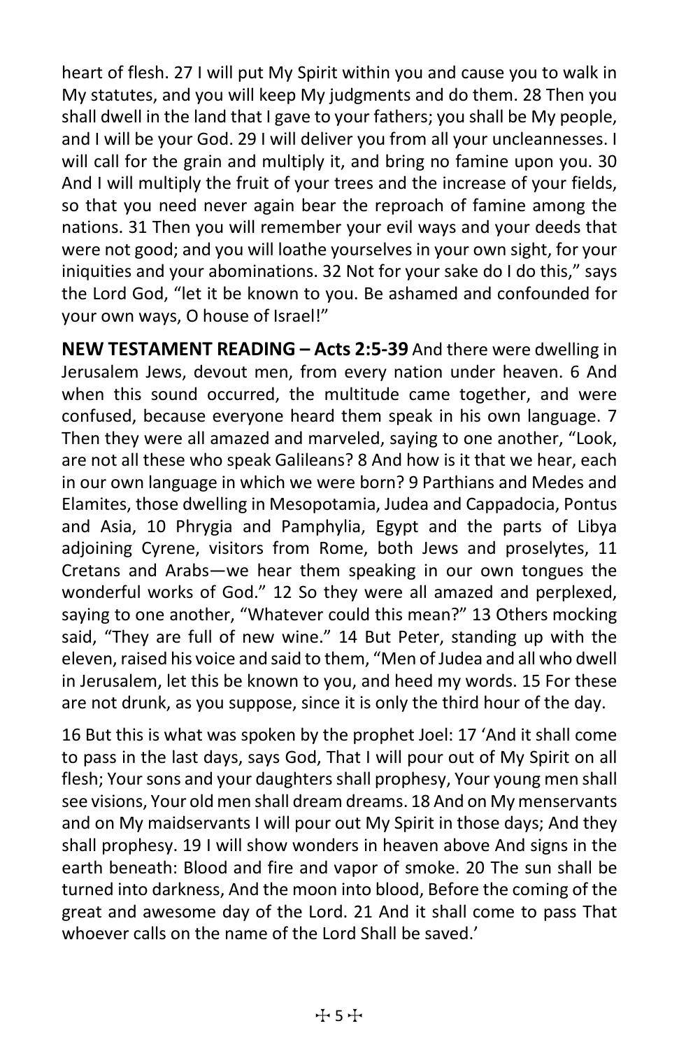heart of flesh. 27 I will put My Spirit within you and cause you to walk in My statutes, and you will keep My judgments and do them. 28 Then you shall dwell in the land that I gave to your fathers; you shall be My people, and I will be your God. 29 I will deliver you from all your uncleannesses. I will call for the grain and multiply it, and bring no famine upon you. 30 And I will multiply the fruit of your trees and the increase of your fields, so that you need never again bear the reproach of famine among the nations. 31 Then you will remember your evil ways and your deeds that were not good; and you will loathe yourselves in your own sight, for your iniquities and your abominations. 32 Not for your sake do I do this," says the Lord God, "let it be known to you. Be ashamed and confounded for your own ways, O house of Israel!"

**NEW TESTAMENT READING – Acts 2:5-39** And there were dwelling in Jerusalem Jews, devout men, from every nation under heaven. 6 And when this sound occurred, the multitude came together, and were confused, because everyone heard them speak in his own language. 7 Then they were all amazed and marveled, saying to one another, "Look, are not all these who speak Galileans? 8 And how is it that we hear, each in our own language in which we were born? 9 Parthians and Medes and Elamites, those dwelling in Mesopotamia, Judea and Cappadocia, Pontus and Asia, 10 Phrygia and Pamphylia, Egypt and the parts of Libya adjoining Cyrene, visitors from Rome, both Jews and proselytes, 11 Cretans and Arabs—we hear them speaking in our own tongues the wonderful works of God." 12 So they were all amazed and perplexed, saying to one another, "Whatever could this mean?" 13 Others mocking said, "They are full of new wine." 14 But Peter, standing up with the eleven, raised his voice and said to them, "Men of Judea and all who dwell in Jerusalem, let this be known to you, and heed my words. 15 For these are not drunk, as you suppose, since it is only the third hour of the day.

16 But this is what was spoken by the prophet Joel: 17 'And it shall come to pass in the last days, says God, That I will pour out of My Spirit on all flesh; Your sons and your daughters shall prophesy, Your young men shall see visions, Your old men shall dream dreams. 18 And on My menservants and on My maidservants I will pour out My Spirit in those days; And they shall prophesy. 19 I will show wonders in heaven above And signs in the earth beneath: Blood and fire and vapor of smoke. 20 The sun shall be turned into darkness, And the moon into blood, Before the coming of the great and awesome day of the Lord. 21 And it shall come to pass That whoever calls on the name of the Lord Shall be saved.'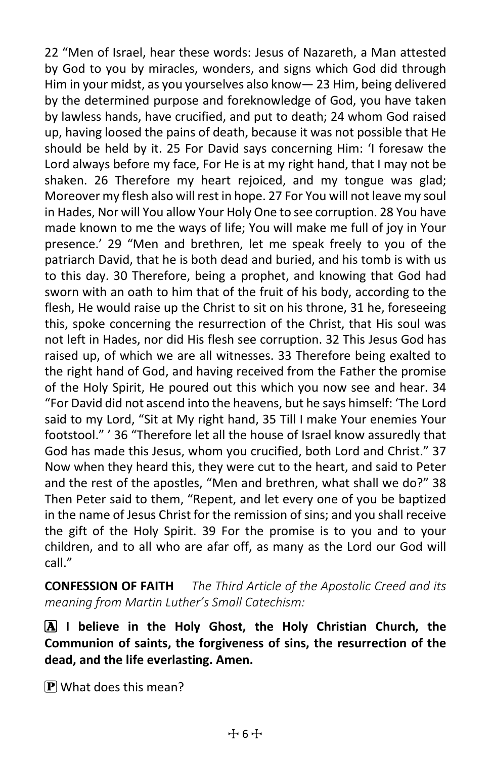22 “Men of Israel, hear these words: Jesus of Nazareth, a Man attested by God to you by miracles, wonders, and signs which God did through Him in your midst, as you yourselves also know— 23 Him, being delivered by the determined purpose and foreknowledge of God, you have taken by lawless hands, have crucified, and put to death; 24 whom God raised up, having loosed the pains of death, because it was not possible that He should be held by it. 25 For David says concerning Him: ‘I foresaw the Lord always before my face, For He is at my right hand, that I may not be shaken. 26 Therefore my heart rejoiced, and my tongue was glad; Moreover my flesh also will rest in hope. 27 For You will not leave my soul in Hades, Nor will You allow Your Holy One to see corruption. 28 You have made known to me the ways of life; You will make me full of joy in Your presence.’ 29 “Men and brethren, let me speak freely to you of the patriarch David, that he is both dead and buried, and his tomb is with us to this day. 30 Therefore, being a prophet, and knowing that God had sworn with an oath to him that of the fruit of his body, according to the flesh, He would raise up the Christ to sit on his throne, 31 he, foreseeing this, spoke concerning the resurrection of the Christ, that His soul was not left in Hades, nor did His flesh see corruption. 32 This Jesus God has raised up, of which we are all witnesses. 33 Therefore being exalted to the right hand of God, and having received from the Father the promise of the Holy Spirit, He poured out this which you now see and hear. 34 “For David did not ascend into the heavens, but he says himself: ‘The Lord said to my Lord, “Sit at My right hand, 35 Till I make Your enemies Your footstool.” ’ 36 “Therefore let all the house of Israel know assuredly that God has made this Jesus, whom you crucified, both Lord and Christ.” 37 Now when they heard this, they were cut to the heart, and said to Peter and the rest of the apostles, “Men and brethren, what shall we do?” 38 Then Peter said to them, “Repent, and let every one of you be baptized in the name of Jesus Christ for the remission of sins; and you shall receive the gift of the Holy Spirit. 39 For the promise is to you and to your children, and to all who are afar off, as many as the Lord our God will call.”

**CONFESSION OF FAITH** *The Third Article of the Apostolic Creed and its meaning from Martin Luther’s Small Catechism:*

**A I believe in the Holy Ghost, the Holy Christian Church, the Communion of saints, the forgiveness of sins, the resurrection of the dead, and the life everlasting. Amen.**

P What does this mean?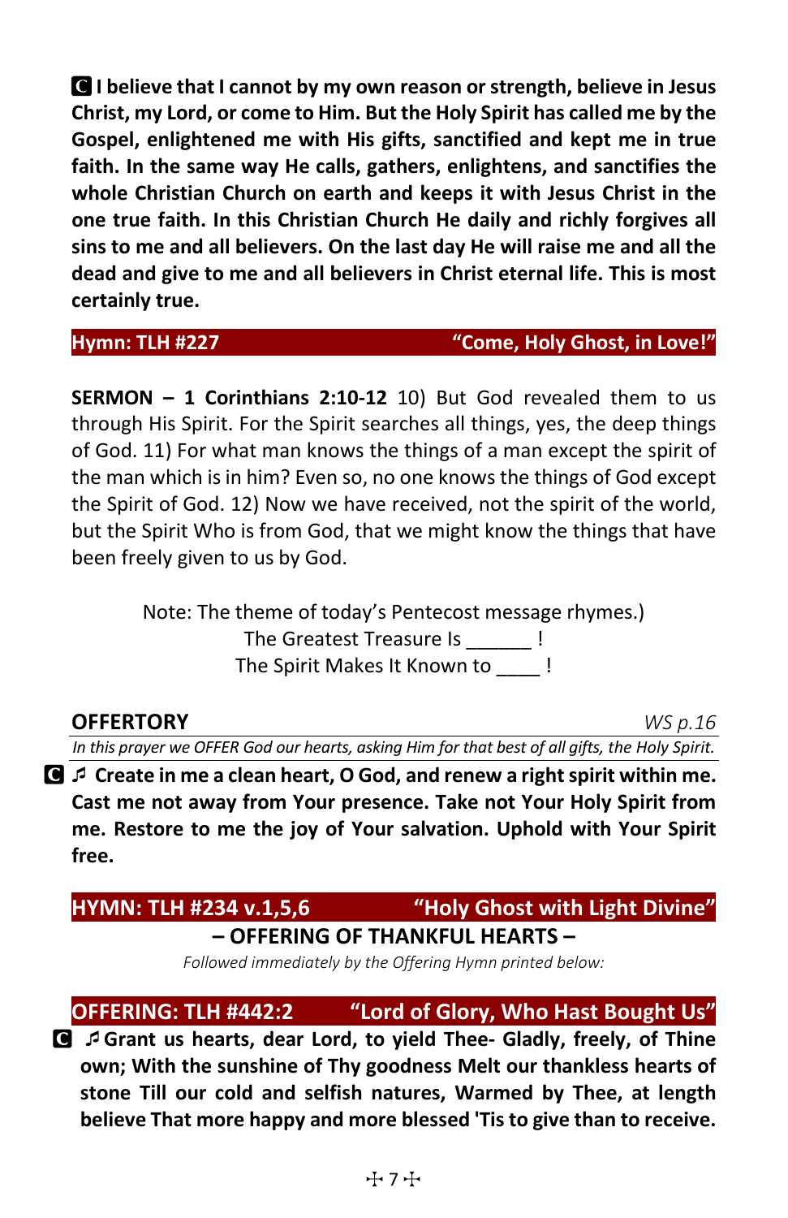**C I believe that I cannot by my own reason or strength, believe in Jesus Christ, my Lord, or come to Him. But the Holy Spirit has called me by the Gospel, enlightened me with His gifts, sanctified and kept me in true faith. In the same way He calls, gathers, enlightens, and sanctifies the whole Christian Church on earth and keeps it with Jesus Christ in the one true faith. In this Christian Church He daily and richly forgives all sins to me and all believers. On the last day He will raise me and all the dead and give to me and all believers in Christ eternal life. This is most certainly true.**

### Hymn: TLH #227 "Come, Holy Ghost, in Love!"

**SERMON – 1 Corinthians 2:10-12** 10) But God revealed them to us through His Spirit. For the Spirit searches all things, yes, the deep things of God. 11) For what man knows the things of a man except the spirit of the man which is in him? Even so, no one knows the things of God except the Spirit of God. 12) Now we have received, not the spirit of the world, but the Spirit Who is from God, that we might know the things that have been freely given to us by God.

Note: The theme of today's Pentecost message rhymes.)
The Greatest Treasure Is ______ !
The Spirit Makes It Known to ____ !

### OFFERTORY *WS p.16*

*In this prayer we OFFER God our hearts, asking Him for that best of all gifts, the Holy Spirit.*

**C ♪ Create in me a clean heart, O God, and renew a right spirit within me. Cast me not away from Your presence. Take not Your Holy Spirit from me. Restore to me the joy of Your salvation. Uphold with Your Spirit free.**

### HYMN: TLH #234 v.1,5,6 "Holy Ghost with Light Divine"

**– OFFERING OF THANKFUL HEARTS –**

*Followed immediately by the Offering Hymn printed below:*

### OFFERING: TLH #442:2 "Lord of Glory, Who Hast Bought Us"

**C ♪ Grant us hearts, dear Lord, to yield Thee- Gladly, freely, of Thine own; With the sunshine of Thy goodness Melt our thankless hearts of stone Till our cold and selfish natures, Warmed by Thee, at length believe That more happy and more blessed 'Tis to give than to receive.**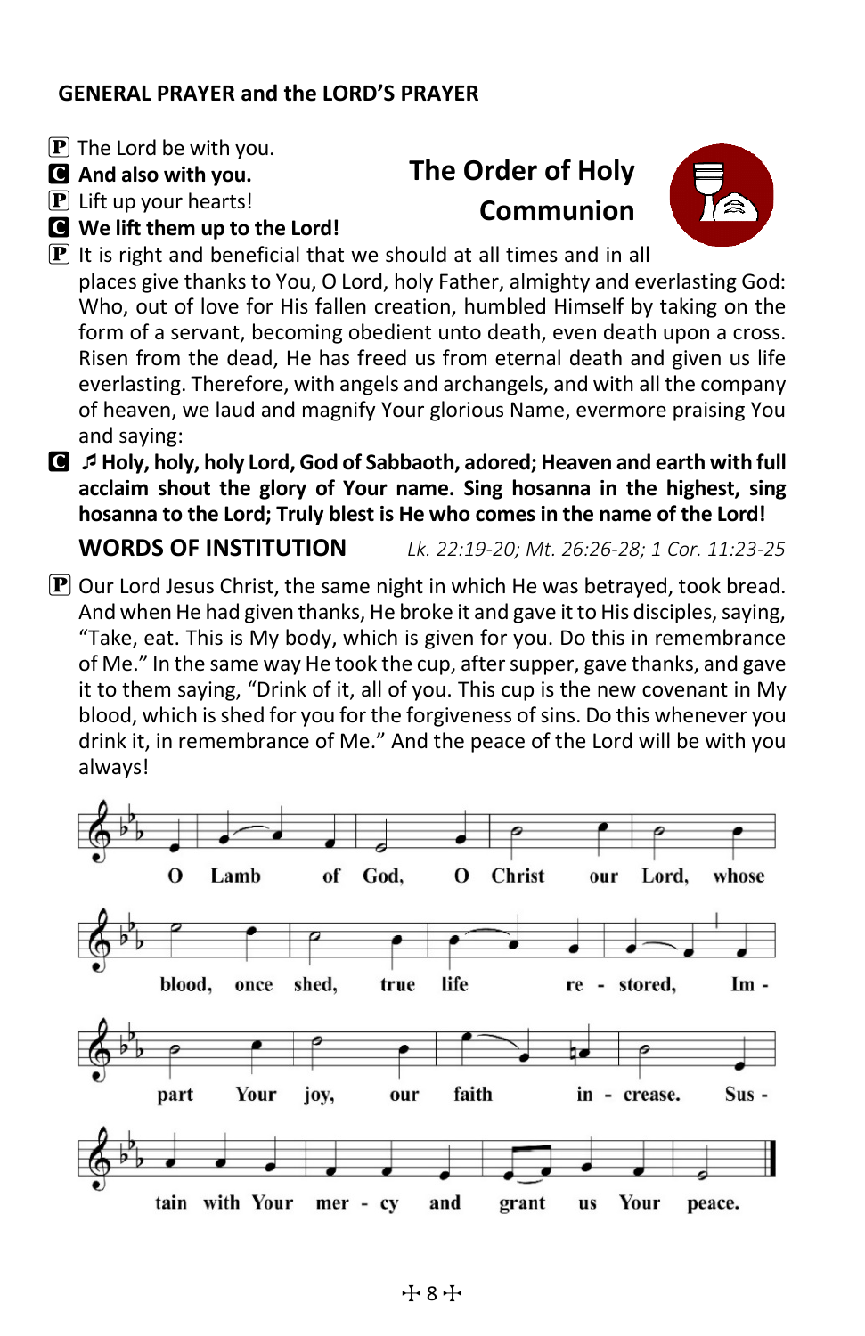## GENERAL PRAYER and the LORD'S PRAYER

# The Order of Holy Communion

**P** The Lord be with you.
**C** **And also with you.**
**P** Lift up your hearts!
**C** **We lift them up to the Lord!**
**P** It is right and beneficial that we should at all times and in all places give thanks to You, O Lord, holy Father, almighty and everlasting God: Who, out of love for His fallen creation, humbled Himself by taking on the form of a servant, becoming obedient unto death, even death upon a cross. Risen from the dead, He has freed us from eternal death and given us life everlasting. Therefore, with angels and archangels, and with all the company of heaven, we laud and magnify Your glorious Name, evermore praising You and saying:
**C** ♫ **Holy, holy, holy Lord, God of Sabbaoth, adored; Heaven and earth with full acclaim shout the glory of Your name. Sing hosanna in the highest, sing hosanna to the Lord; Truly blest is He who comes in the name of the Lord!**

## WORDS OF INSTITUTION

*Lk. 22:19-20; Mt. 26:26-28; 1 Cor. 11:23-25*

**P** Our Lord Jesus Christ, the same night in which He was betrayed, took bread. And when He had given thanks, He broke it and gave it to His disciples, saying, "Take, eat. This is My body, which is given for you. Do this in remembrance of Me." In the same way He took the cup, after supper, gave thanks, and gave it to them saying, "Drink of it, all of you. This cup is the new covenant in My blood, which is shed for you for the forgiveness of sins. Do this whenever you drink it, in remembrance of Me." And the peace of the Lord will be with you always!

O Lamb of God, O Christ our Lord, whose blood, once shed, true life re - stored, Im - part Your joy, our faith in - crease. Sus - tain with Your mer - cy and grant us Your peace.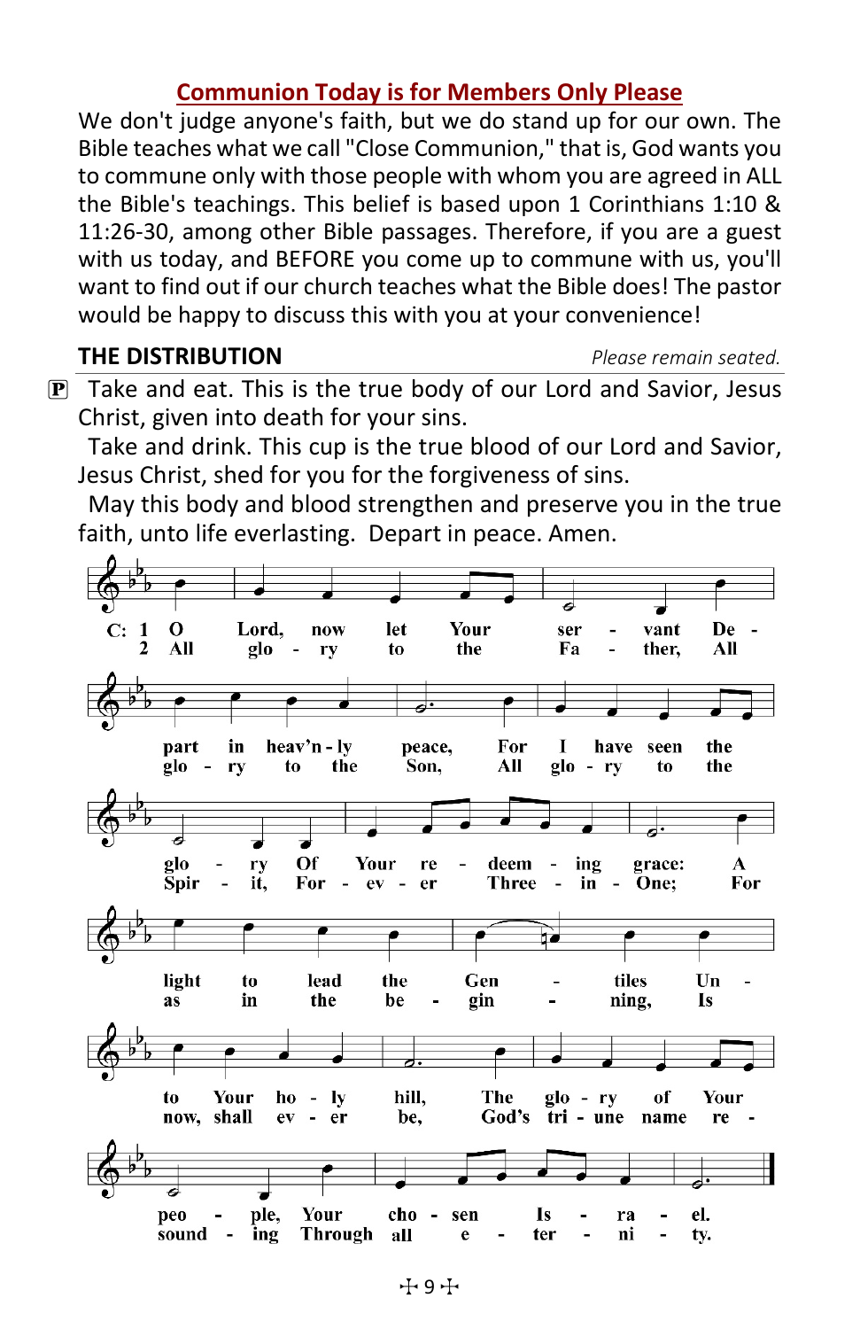## Communion Today is for Members Only Please

We don't judge anyone's faith, but we do stand up for our own. The Bible teaches what we call "Close Communion," that is, God wants you to commune only with those people with whom you are agreed in ALL the Bible's teachings. This belief is based upon 1 Corinthians 1:10 & 11:26-30, among other Bible passages. Therefore, if you are a guest with us today, and BEFORE you come up to commune with us, you'll want to find out if our church teaches what the Bible does! The pastor would be happy to discuss this with you at your convenience!

**THE DISTRIBUTION** *Please remain seated.*

P Take and eat. This is the true body of our Lord and Savior, Jesus Christ, given into death for your sins.

Take and drink. This cup is the true blood of our Lord and Savior, Jesus Christ, shed for you for the forgiveness of sins.

May this body and blood strengthen and preserve you in the true faith, unto life everlasting. Depart in peace. Amen.

C: 1 O Lord, now let Your servant Depart in heav'n-ly peace, For I have seen the glory Of Your redeeming grace: A light to lead the Gentiles Unto Your holy hill, The glory of Your people, Your chosen Israel.

2 All glory to the Father, All glory to the Son, All glory to the Spirit, For-ever Three-in-One; For as in the beginning, Is now, shall ever be, God's triune name resounding Through all eternity.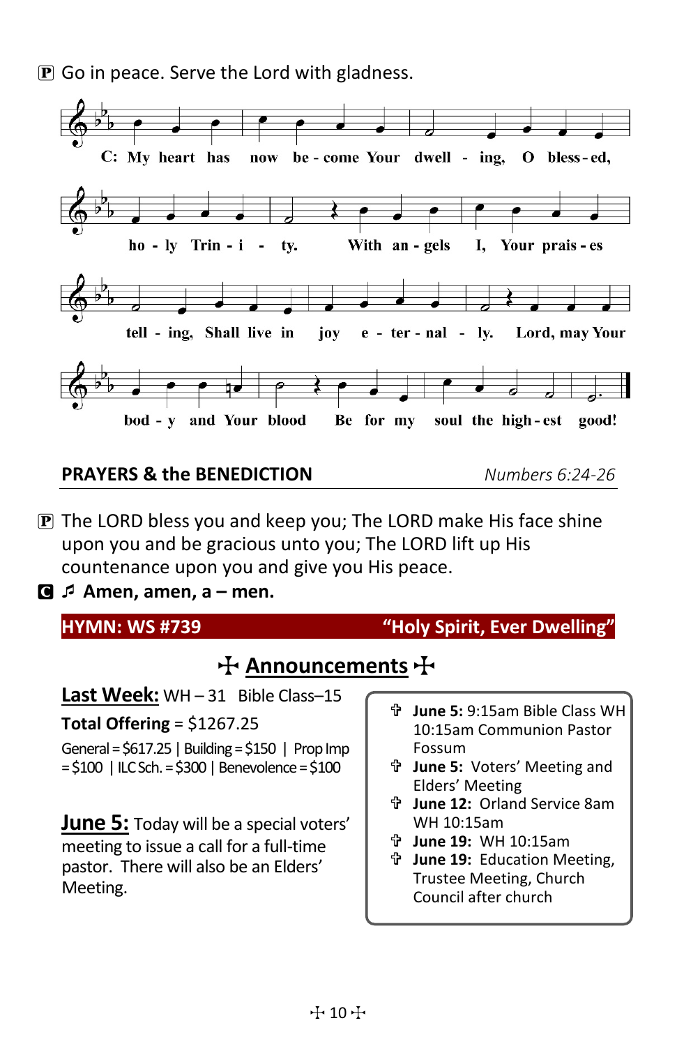Ⓟ Go in peace. Serve the Lord with gladness.

C: My heart has now become Your dwelling, O blessed, holy Trinity. With angels I, Your praises telling, Shall live in joy eternally. Lord, may Your body and Your blood Be for my soul the highest good!

## PRAYERS & the BENEDICTION *Numbers 6:24-26*

Ⓟ The LORD bless you and keep you; The LORD make His face shine upon you and be gracious unto you; The LORD lift up His countenance upon you and give you His peace.

Ⓒ ♫ **Amen, amen, a – men.**

## HYMN: WS #739 "Holy Spirit, Ever Dwelling"

## ☩ Announcements ☩

**Last Week:** WH – 31 Bible Class–15

**Total Offering** = $1267.25

General = $617.25 | Building = $150 | Prop Imp = $100 | ILC Sch. = $300 | Benevolence = $100

**June 5:** Today will be a special voters' meeting to issue a call for a full-time pastor. There will also be an Elders' Meeting.

- ✞ **June 5:** 9:15am Bible Class WH 10:15am Communion Pastor Fossum
- ✞ **June 5:** Voters' Meeting and Elders' Meeting
- ✞ **June 12:** Orland Service 8am WH 10:15am
- ✞ **June 19:** WH 10:15am
- ✞ **June 19:** Education Meeting, Trustee Meeting, Church Council after church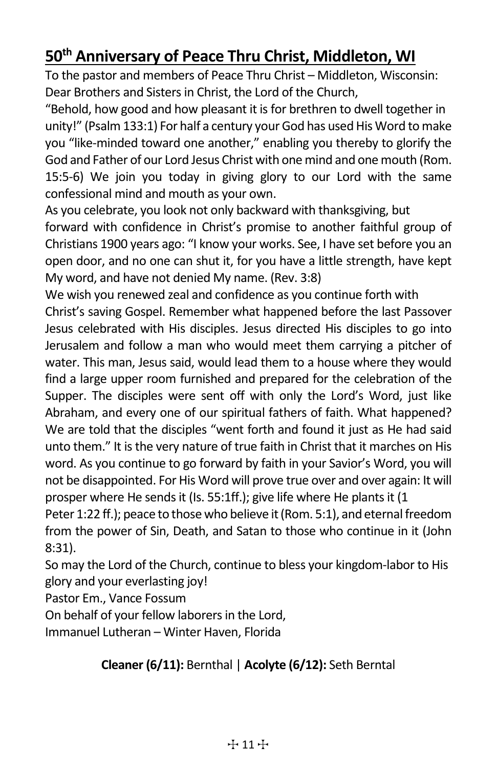## 50th Anniversary of Peace Thru Christ, Middleton, WI

To the pastor and members of Peace Thru Christ – Middleton, Wisconsin:
Dear Brothers and Sisters in Christ, the Lord of the Church,

"Behold, how good and how pleasant it is for brethren to dwell together in unity!" (Psalm 133:1) For half a century your God has used His Word to make you "like-minded toward one another," enabling you thereby to glorify the God and Father of our Lord Jesus Christ with one mind and one mouth (Rom. 15:5-6) We join you today in giving glory to our Lord with the same confessional mind and mouth as your own.

As you celebrate, you look not only backward with thanksgiving, but forward with confidence in Christ's promise to another faithful group of Christians 1900 years ago: "I know your works. See, I have set before you an open door, and no one can shut it, for you have a little strength, have kept My word, and have not denied My name. (Rev. 3:8)

We wish you renewed zeal and confidence as you continue forth with Christ's saving Gospel. Remember what happened before the last Passover Jesus celebrated with His disciples. Jesus directed His disciples to go into Jerusalem and follow a man who would meet them carrying a pitcher of water. This man, Jesus said, would lead them to a house where they would find a large upper room furnished and prepared for the celebration of the Supper. The disciples were sent off with only the Lord's Word, just like Abraham, and every one of our spiritual fathers of faith. What happened? We are told that the disciples "went forth and found it just as He had said unto them." It is the very nature of true faith in Christ that it marches on His word. As you continue to go forward by faith in your Savior's Word, you will not be disappointed. For His Word will prove true over and over again: It will prosper where He sends it (Is. 55:1ff.); give life where He plants it (1 Peter 1:22 ff.); peace to those who believe it (Rom. 5:1), and eternal freedom from the power of Sin, Death, and Satan to those who continue in it (John 8:31).

So may the Lord of the Church, continue to bless your kingdom-labor to His glory and your everlasting joy!

Pastor Em., Vance Fossum
On behalf of your fellow laborers in the Lord,
Immanuel Lutheran – Winter Haven, Florida

**Cleaner (6/11):** Bernthal | **Acolyte (6/12):** Seth Berntal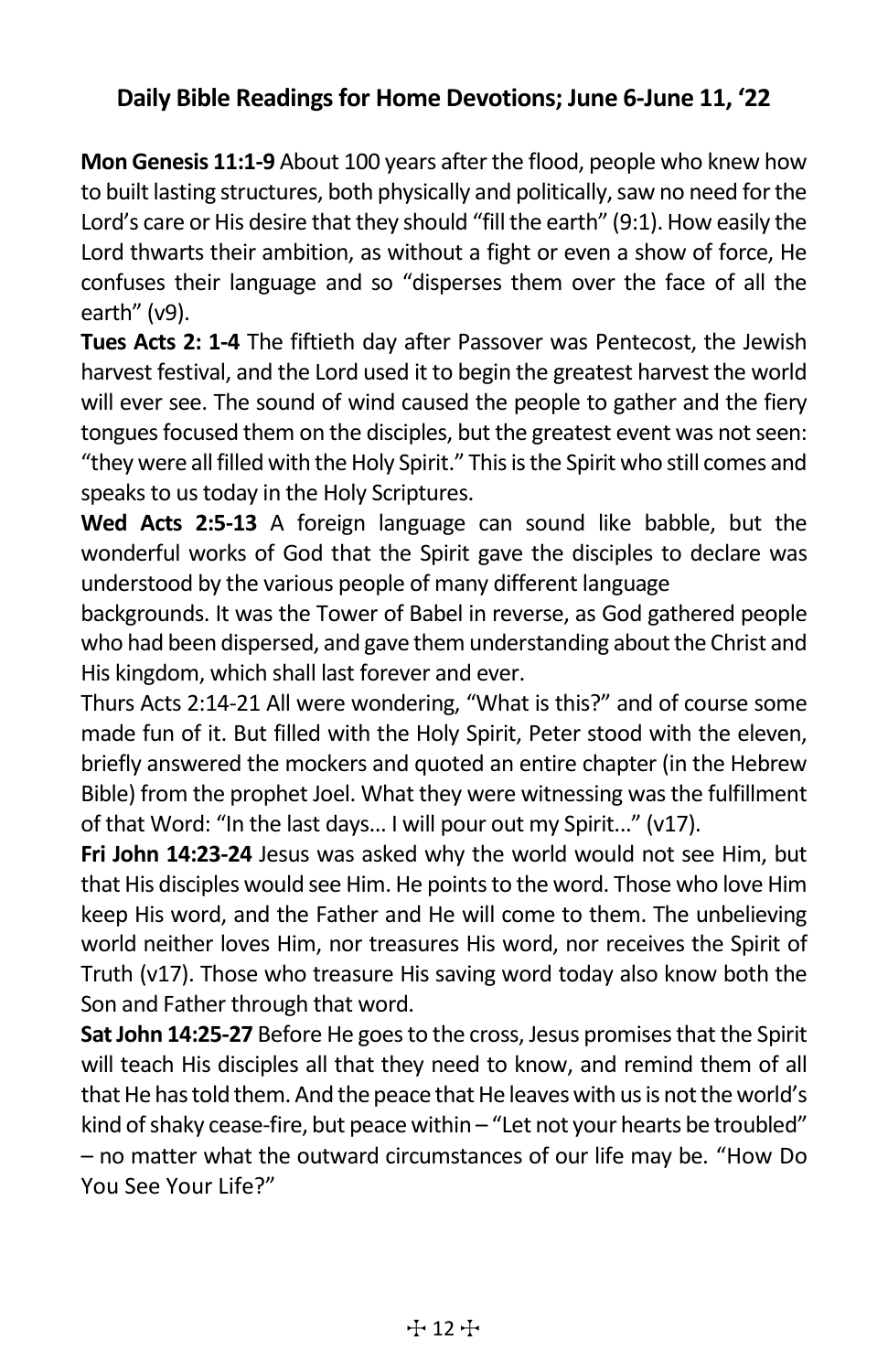### Daily Bible Readings for Home Devotions; June 6-June 11, '22

**Mon Genesis 11:1-9** About 100 years after the flood, people who knew how to built lasting structures, both physically and politically, saw no need for the Lord's care or His desire that they should "fill the earth" (9:1). How easily the Lord thwarts their ambition, as without a fight or even a show of force, He confuses their language and so "disperses them over the face of all the earth" (v9).

**Tues Acts 2: 1-4** The fiftieth day after Passover was Pentecost, the Jewish harvest festival, and the Lord used it to begin the greatest harvest the world will ever see. The sound of wind caused the people to gather and the fiery tongues focused them on the disciples, but the greatest event was not seen: "they were all filled with the Holy Spirit." This is the Spirit who still comes and speaks to us today in the Holy Scriptures.

**Wed Acts 2:5-13** A foreign language can sound like babble, but the wonderful works of God that the Spirit gave the disciples to declare was understood by the various people of many different language backgrounds. It was the Tower of Babel in reverse, as God gathered people who had been dispersed, and gave them understanding about the Christ and His kingdom, which shall last forever and ever.

Thurs Acts 2:14-21 All were wondering, "What is this?" and of course some made fun of it. But filled with the Holy Spirit, Peter stood with the eleven, briefly answered the mockers and quoted an entire chapter (in the Hebrew Bible) from the prophet Joel. What they were witnessing was the fulfillment of that Word: "In the last days… I will pour out my Spirit…" (v17).

**Fri John 14:23-24** Jesus was asked why the world would not see Him, but that His disciples would see Him. He points to the word. Those who love Him keep His word, and the Father and He will come to them. The unbelieving world neither loves Him, nor treasures His word, nor receives the Spirit of Truth (v17). Those who treasure His saving word today also know both the Son and Father through that word.

**Sat John 14:25-27** Before He goes to the cross, Jesus promises that the Spirit will teach His disciples all that they need to know, and remind them of all that He has told them. And the peace that He leaves with us is not the world's kind of shaky cease-fire, but peace within – "Let not your hearts be troubled" – no matter what the outward circumstances of our life may be. "How Do You See Your Life?"